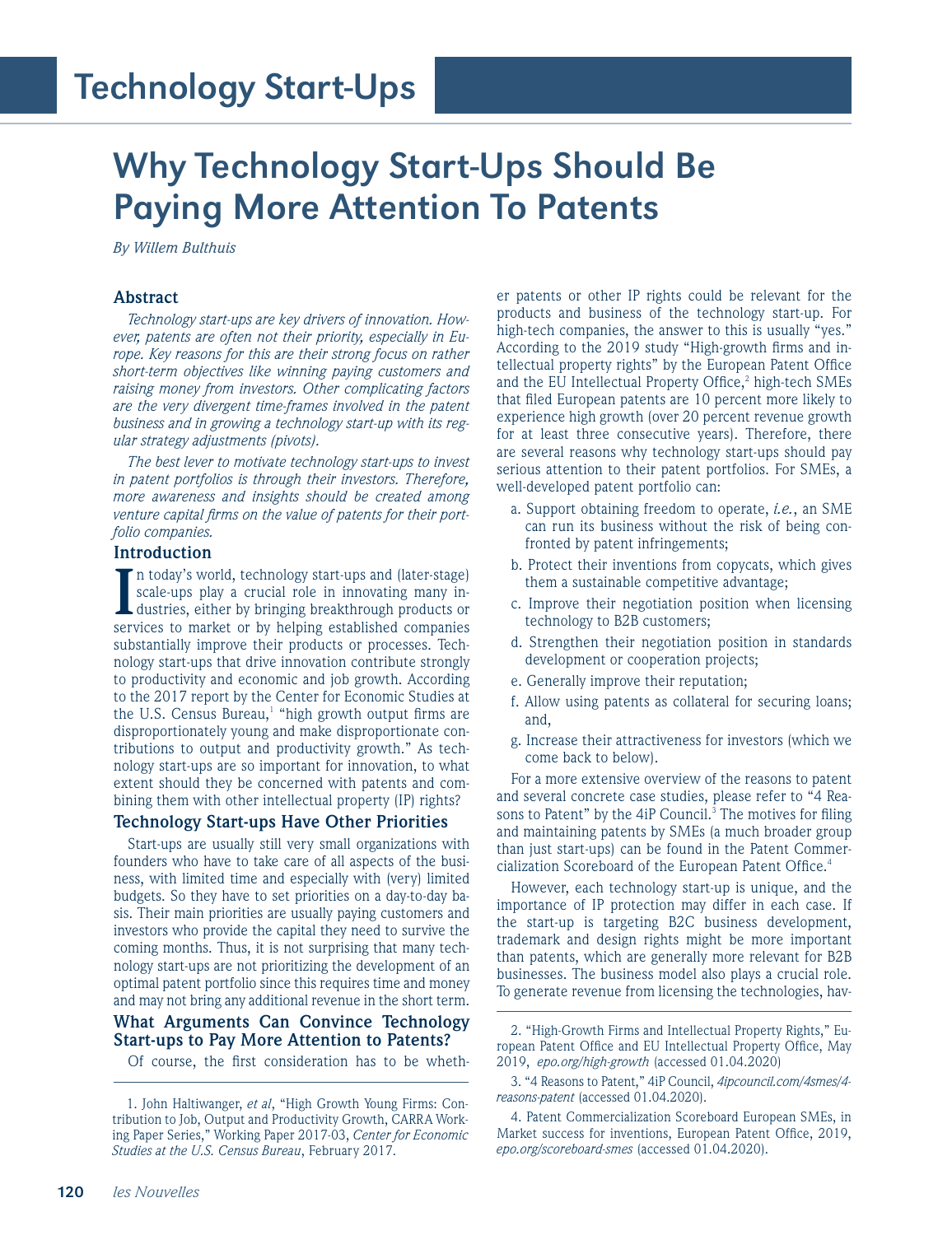# Technology Start-Ups

## Why Technology Start-Ups Should Be Paying More Attention To Patents

*By Willem Bulthuis*

### Abstract

*Technology start-ups are key drivers of innovation. However, patents are often not their priority, especially in Europe. Key reasons for this are their strong focus on rather short-term objectives like winning paying customers and raising money from investors. Other complicating factors are the very divergent time-frames involved in the patent business and in growing a technology start-up with its regular strategy adjustments (pivots).*

*The best lever to motivate technology start-ups to invest in patent portfolios is through their investors. Therefore, more awareness and insights should be created among venture capital firms on the value of patents for their portfolio companies.*

### Introduction

In today's world, technology start-ups and (later-stage) scale-ups play a crucial role in innovating many industries, either by bringing breakthrough products or services to market or by helping established companies substantially improve their products or processes. Technology start-ups that drive innovation contribute strongly to productivity and economic and job growth. According to the 2017 report by the Center for Economic Studies at the U.S. Census Bureau,[1] "high growth output firms are disproportionately young and make disproportionate contributions to output and productivity growth." As technology start-ups are so important for innovation, to what extent should they be concerned with patents and combining them with other intellectual property (IP) rights?

### Technology Start-ups Have Other Priorities

Start-ups are usually still very small organizations with founders who have to take care of all aspects of the business, with limited time and especially with (very) limited budgets. So they have to set priorities on a day-to-day basis. Their main priorities are usually paying customers and investors who provide the capital they need to survive the coming months. Thus, it is not surprising that many technology start-ups are not prioritizing the development of an optimal patent portfolio since this requires time and money and may not bring any additional revenue in the short term.

### What Arguments Can Convince Technology Start-ups to Pay More Attention to Patents?

Of course, the first consideration has to be whether patents or other IP rights could be relevant for the products and business of the technology start-up. For high-tech companies, the answer to this is usually "yes." According to the 2019 study "High-growth firms and intellectual property rights" by the European Patent Office and the EU Intellectual Property Office,[2] high-tech SMEs that filed European patents are 10 percent more likely to experience high growth (over 20 percent revenue growth for at least three consecutive years). Therefore, there are several reasons why technology start-ups should pay serious attention to their patent portfolios. For SMEs, a well-developed patent portfolio can:

a. Support obtaining freedom to operate, *i.e.*, an SME can run its business without the risk of being confronted by patent infringements;

b. Protect their inventions from copycats, which gives them a sustainable competitive advantage;

c. Improve their negotiation position when licensing technology to B2B customers;

d. Strengthen their negotiation position in standards development or cooperation projects;

e. Generally improve their reputation;

f. Allow using patents as collateral for securing loans; and,

g. Increase their attractiveness for investors (which we come back to below).

For a more extensive overview of the reasons to patent and several concrete case studies, please refer to "4 Reasons to Patent" by the 4iP Council.[3] The motives for filing and maintaining patents by SMEs (a much broader group than just start-ups) can be found in the Patent Commercialization Scoreboard of the European Patent Office.[4]

However, each technology start-up is unique, and the importance of IP protection may differ in each case. If the start-up is targeting B2C business development, trademark and design rights might be more important than patents, which are generally more relevant for B2B businesses. The business model also plays a crucial role. To generate revenue from licensing the technologies, hav-

---

1. John Haltiwanger, *et al*, "High Growth Young Firms: Contribution to Job, Output and Productivity Growth, CARRA Working Paper Series," Working Paper 2017-03, *Center for Economic Studies at the U.S. Census Bureau*, February 2017.

2. "High-Growth Firms and Intellectual Property Rights," European Patent Office and EU Intellectual Property Office, May 2019, *epo.org/high-growth* (accessed 01.04.2020)

3. "4 Reasons to Patent," 4iP Council, *4ipcouncil.com/4smes/4-reasons-patent* (accessed 01.04.2020).

4. Patent Commercialization Scoreboard European SMEs, in Market success for inventions, European Patent Office, 2019, *epo.org/scoreboard-smes* (accessed 01.04.2020).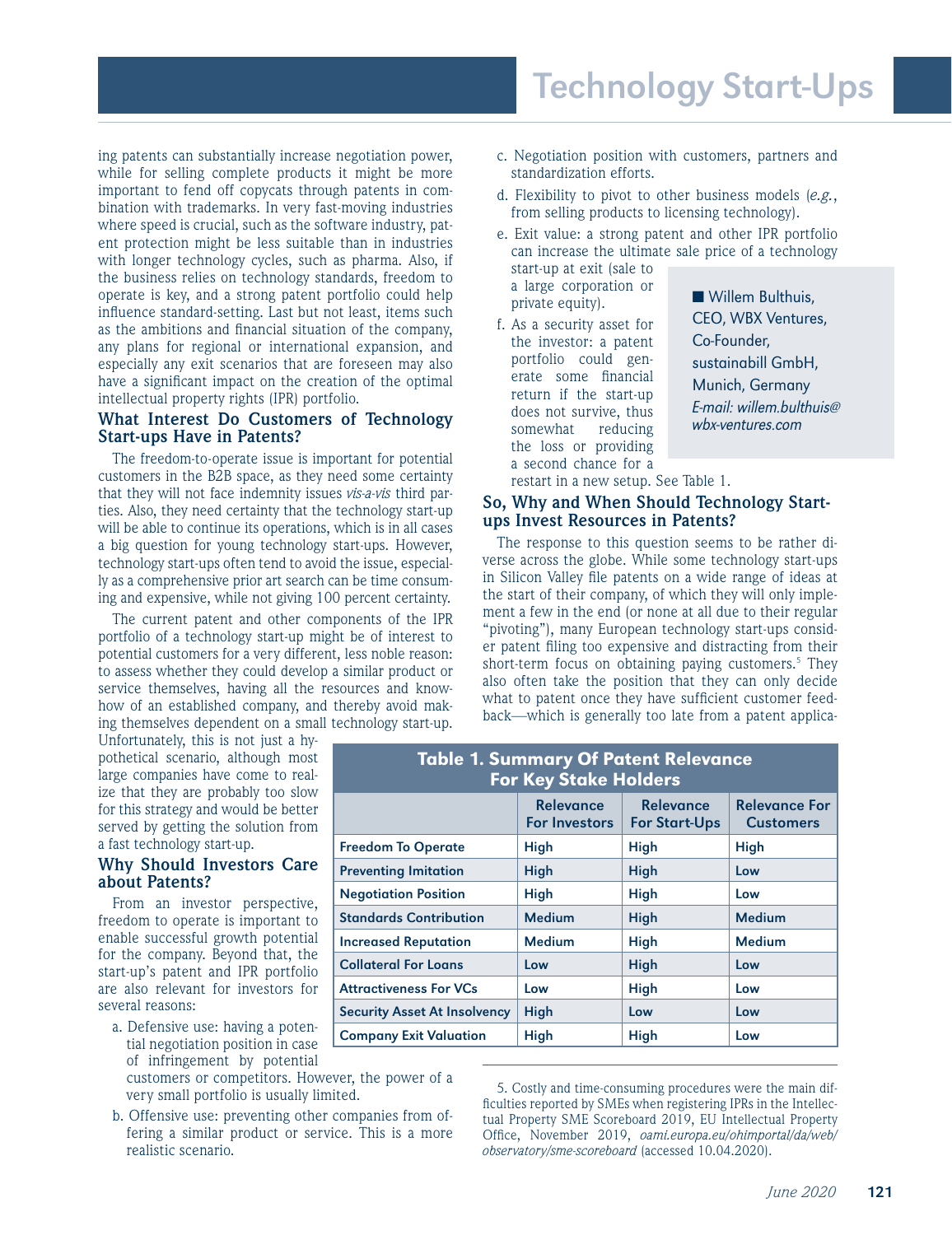ing patents can substantially increase negotiation power, while for selling complete products it might be more important to fend off copycats through patents in combination with trademarks. In very fast-moving industries where speed is crucial, such as the software industry, patent protection might be less suitable than in industries with longer technology cycles, such as pharma. Also, if the business relies on technology standards, freedom to operate is key, and a strong patent portfolio could help influence standard-setting. Last but not least, items such as the ambitions and financial situation of the company, any plans for regional or international expansion, and especially any exit scenarios that are foreseen may also have a significant impact on the creation of the optimal intellectual property rights (IPR) portfolio.

## What Interest Do Customers of Technology Start-ups Have in Patents?

The freedom-to-operate issue is important for potential customers in the B2B space, as they need some certainty that they will not face indemnity issues *vis-a-vis* third parties. Also, they need certainty that the technology start-up will be able to continue its operations, which is in all cases a big question for young technology start-ups. However, technology start-ups often tend to avoid the issue, especially as a comprehensive prior art search can be time consuming and expensive, while not giving 100 percent certainty.

The current patent and other components of the IPR portfolio of a technology start-up might be of interest to potential customers for a very different, less noble reason: to assess whether they could develop a similar product or service themselves, having all the resources and know-how of an established company, and thereby avoid making themselves dependent on a small technology start-up. Unfortunately, this is not just a hypothetical scenario, although most large companies have come to realize that they are probably too slow for this strategy and would be better served by getting the solution from a fast technology start-up.

## Why Should Investors Care about Patents?

From an investor perspective, freedom to operate is important to enable successful growth potential for the company. Beyond that, the start-up's patent and IPR portfolio are also relevant for investors for several reasons:

a. Defensive use: having a potential negotiation position in case of infringement by potential customers or competitors. However, the power of a very small portfolio is usually limited.

b. Offensive use: preventing other companies from offering a similar product or service. This is a more realistic scenario.

c. Negotiation position with customers, partners and standardization efforts.

d. Flexibility to pivot to other business models (*e.g.*, from selling products to licensing technology).

e. Exit value: a strong patent and other IPR portfolio can increase the ultimate sale price of a technology start-up at exit (sale to a large corporation or private equity).

f. As a security asset for the investor: a patent portfolio could generate some financial return if the start-up does not survive, thus somewhat reducing the loss or providing a second chance for a restart in a new setup. See Table 1.

■ Willem Bulthuis,
CEO, WBX Ventures,
Co-Founder,
sustainabill GmbH,
Munich, Germany
*E-mail: willem.bulthuis@wbx-ventures.com*

## So, Why and When Should Technology Start-ups Invest Resources in Patents?

The response to this question seems to be rather diverse across the globe. While some technology start-ups in Silicon Valley file patents on a wide range of ideas at the start of their company, of which they will only implement a few in the end (or none at all due to their regular "pivoting"), many European technology start-ups consider patent filing too expensive and distracting from their short-term focus on obtaining paying customers.[5] They also often take the position that they can only decide what to patent once they have sufficient customer feedback—which is generally too late from a patent applica-

**Table 1. Summary Of Patent Relevance For Key Stake Holders**

| | Relevance For Investors | Relevance For Start-Ups | Relevance For Customers |
|---|---|---|---|
| Freedom To Operate | High | High | High |
| Preventing Imitation | High | High | Low |
| Negotiation Position | High | High | Low |
| Standards Contribution | Medium | High | Medium |
| Increased Reputation | Medium | High | Medium |
| Collateral For Loans | Low | High | Low |
| Attractiveness For VCs | Low | High | Low |
| Security Asset At Insolvency | High | Low | Low |
| Company Exit Valuation | High | High | Low |

5. Costly and time-consuming procedures were the main difficulties reported by SMEs when registering IPRs in the Intellectual Property SME Scoreboard 2019, EU Intellectual Property Office, November 2019, *oami.europa.eu/ohimportal/da/web/observatory/sme-scoreboard* (accessed 10.04.2020).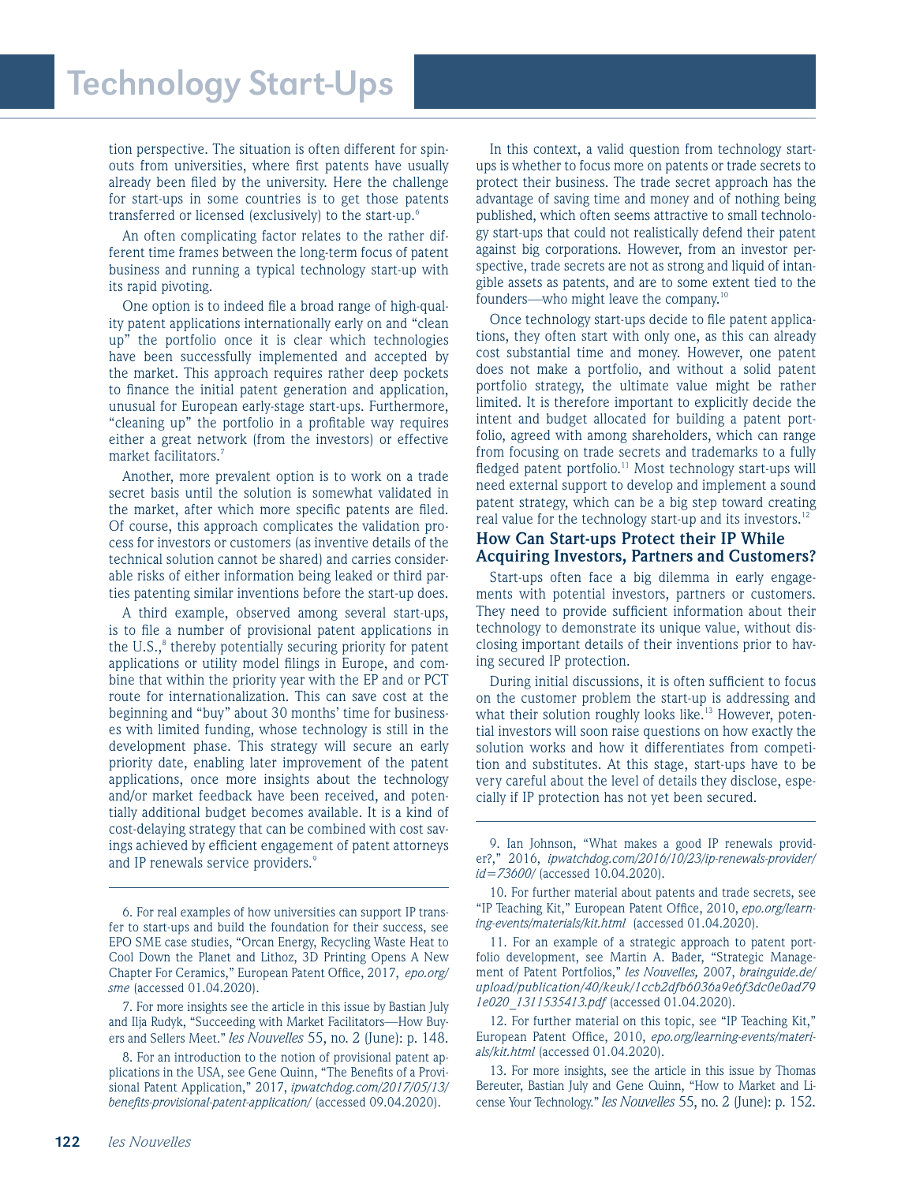tion perspective. The situation is often different for spin-outs from universities, where first patents have usually already been filed by the university. Here the challenge for start-ups in some countries is to get those patents transferred or licensed (exclusively) to the start-up.[6]

An often complicating factor relates to the rather different time frames between the long-term focus of patent business and running a typical technology start-up with its rapid pivoting.

One option is to indeed file a broad range of high-quality patent applications internationally early on and "clean up" the portfolio once it is clear which technologies have been successfully implemented and accepted by the market. This approach requires rather deep pockets to finance the initial patent generation and application, unusual for European early-stage start-ups. Furthermore, "cleaning up" the portfolio in a profitable way requires either a great network (from the investors) or effective market facilitators.[7]

Another, more prevalent option is to work on a trade secret basis until the solution is somewhat validated in the market, after which more specific patents are filed. Of course, this approach complicates the validation process for investors or customers (as inventive details of the technical solution cannot be shared) and carries considerable risks of either information being leaked or third parties patenting similar inventions before the start-up does.

A third example, observed among several start-ups, is to file a number of provisional patent applications in the U.S.,[8] thereby potentially securing priority for patent applications or utility model filings in Europe, and combine that within the priority year with the EP and or PCT route for internationalization. This can save cost at the beginning and "buy" about 30 months' time for businesses with limited funding, whose technology is still in the development phase. This strategy will secure an early priority date, enabling later improvement of the patent applications, once more insights about the technology and/or market feedback have been received, and potentially additional budget becomes available. It is a kind of cost-delaying strategy that can be combined with cost savings achieved by efficient engagement of patent attorneys and IP renewals service providers.[9]

In this context, a valid question from technology start-ups is whether to focus more on patents or trade secrets to protect their business. The trade secret approach has the advantage of saving time and money and of nothing being published, which often seems attractive to small technology start-ups that could not realistically defend their patent against big corporations. However, from an investor perspective, trade secrets are not as strong and liquid of intangible assets as patents, and are to some extent tied to the founders—who might leave the company.[10]

Once technology start-ups decide to file patent applications, they often start with only one, as this can already cost substantial time and money. However, one patent does not make a portfolio, and without a solid patent portfolio strategy, the ultimate value might be rather limited. It is therefore important to explicitly decide the intent and budget allocated for building a patent portfolio, agreed with among shareholders, which can range from focusing on trade secrets and trademarks to a fully fledged patent portfolio.[11] Most technology start-ups will need external support to develop and implement a sound patent strategy, which can be a big step toward creating real value for the technology start-up and its investors.[12]

## How Can Start-ups Protect their IP While Acquiring Investors, Partners and Customers?

Start-ups often face a big dilemma in early engagements with potential investors, partners or customers. They need to provide sufficient information about their technology to demonstrate its unique value, without disclosing important details of their inventions prior to having secured IP protection.

During initial discussions, it is often sufficient to focus on the customer problem the start-up is addressing and what their solution roughly looks like.[13] However, potential investors will soon raise questions on how exactly the solution works and how it differentiates from competition and substitutes. At this stage, start-ups have to be very careful about the level of details they disclose, especially if IP protection has not yet been secured.

---

6. For real examples of how universities can support IP transfer to start-ups and build the foundation for their success, see EPO SME case studies, "Orcan Energy, Recycling Waste Heat to Cool Down the Planet and Lithoz, 3D Printing Opens A New Chapter For Ceramics," European Patent Office, 2017, *epo.org/sme* (accessed 01.04.2020).

7. For more insights see the article in this issue by Bastian July and Ilja Rudyk, "Succeeding with Market Facilitators—How Buyers and Sellers Meet." *les Nouvelles* 55, no. 2 (June): p. 148.

8. For an introduction to the notion of provisional patent applications in the USA, see Gene Quinn, "The Benefits of a Provisional Patent Application," 2017, *ipwatchdog.com/2017/05/13/benefits-provisional-patent-application/* (accessed 09.04.2020).

9. Ian Johnson, "What makes a good IP renewals provider?," 2016, *ipwatchdog.com/2016/10/23/ip-renewals-provider/id=73600/* (accessed 10.04.2020).

10. For further material about patents and trade secrets, see "IP Teaching Kit," European Patent Office, 2010, *epo.org/learning-events/materials/kit.html* (accessed 01.04.2020).

11. For an example of a strategic approach to patent portfolio development, see Martin A. Bader, "Strategic Management of Patent Portfolios," *les Nouvelles,* 2007, *brainguide.de/upload/publication/40/keuk/1ccb2dfb6036a9e6f3dc0e0ad791e020_1311535413.pdf* (accessed 01.04.2020).

12. For further material on this topic, see "IP Teaching Kit," European Patent Office, 2010, *epo.org/learning-events/materials/kit.html* (accessed 01.04.2020).

13. For more insights, see the article in this issue by Thomas Bereuter, Bastian July and Gene Quinn, "How to Market and License Your Technology." *les Nouvelles* 55, no. 2 (June): p. 152.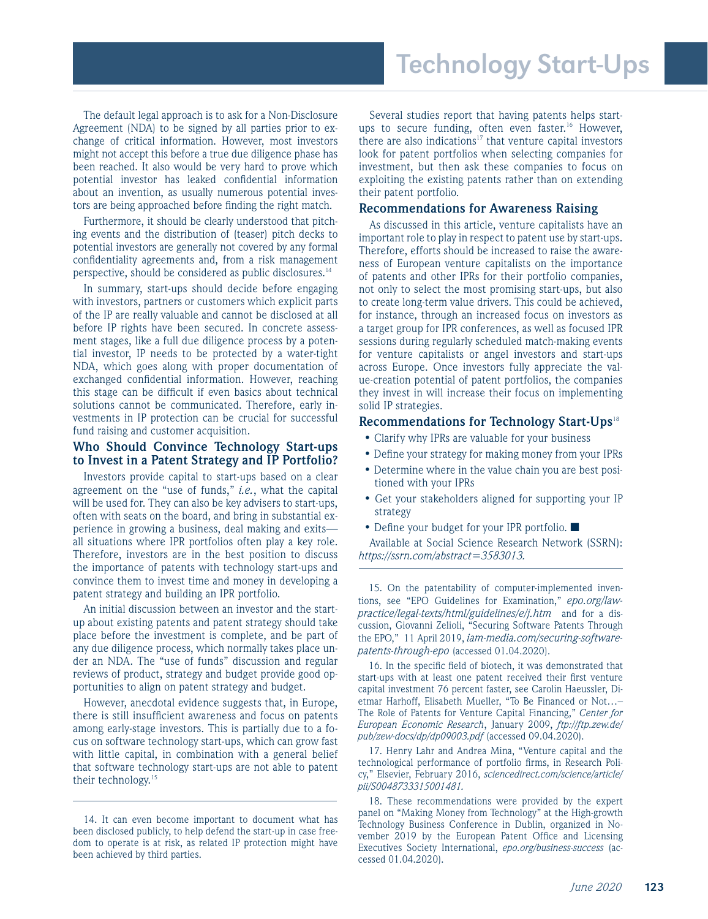The default legal approach is to ask for a Non-Disclosure Agreement (NDA) to be signed by all parties prior to exchange of critical information. However, most investors might not accept this before a true due diligence phase has been reached. It also would be very hard to prove which potential investor has leaked confidential information about an invention, as usually numerous potential investors are being approached before finding the right match.

Furthermore, it should be clearly understood that pitching events and the distribution of (teaser) pitch decks to potential investors are generally not covered by any formal confidentiality agreements and, from a risk management perspective, should be considered as public disclosures.[14]

In summary, start-ups should decide before engaging with investors, partners or customers which explicit parts of the IP are really valuable and cannot be disclosed at all before IP rights have been secured. In concrete assessment stages, like a full due diligence process by a potential investor, IP needs to be protected by a water-tight NDA, which goes along with proper documentation of exchanged confidential information. However, reaching this stage can be difficult if even basics about technical solutions cannot be communicated. Therefore, early investments in IP protection can be crucial for successful fund raising and customer acquisition.

## Who Should Convince Technology Start-ups to Invest in a Patent Strategy and IP Portfolio?

Investors provide capital to start-ups based on a clear agreement on the "use of funds," *i.e.*, what the capital will be used for. They can also be key advisers to start-ups, often with seats on the board, and bring in substantial experience in growing a business, deal making and exits—all situations where IPR portfolios often play a key role. Therefore, investors are in the best position to discuss the importance of patents with technology start-ups and convince them to invest time and money in developing a patent strategy and building an IPR portfolio.

An initial discussion between an investor and the start-up about existing patents and patent strategy should take place before the investment is complete, and be part of any due diligence process, which normally takes place under an NDA. The "use of funds" discussion and regular reviews of product, strategy and budget provide good opportunities to align on patent strategy and budget.

However, anecdotal evidence suggests that, in Europe, there is still insufficient awareness and focus on patents among early-stage investors. This is partially due to a focus on software technology start-ups, which can grow fast with little capital, in combination with a general belief that software technology start-ups are not able to patent their technology.[15]

Several studies report that having patents helps start-ups to secure funding, often even faster.[16] However, there are also indications[17] that venture capital investors look for patent portfolios when selecting companies for investment, but then ask these companies to focus on exploiting the existing patents rather than on extending their patent portfolio.

## Recommendations for Awareness Raising

As discussed in this article, venture capitalists have an important role to play in respect to patent use by start-ups. Therefore, efforts should be increased to raise the awareness of European venture capitalists on the importance of patents and other IPRs for their portfolio companies, not only to select the most promising start-ups, but also to create long-term value drivers. This could be achieved, for instance, through an increased focus on investors as a target group for IPR conferences, as well as focused IPR sessions during regularly scheduled match-making events for venture capitalists or angel investors and start-ups across Europe. Once investors fully appreciate the value-creation potential of patent portfolios, the companies they invest in will increase their focus on implementing solid IP strategies.

## Recommendations for Technology Start-Ups[18]

- Clarify why IPRs are valuable for your business
- Define your strategy for making money from your IPRs
- Determine where in the value chain you are best positioned with your IPRs
- Get your stakeholders aligned for supporting your IP strategy
- Define your budget for your IPR portfolio. ■

Available at Social Science Research Network (SSRN): *https://ssrn.com/abstract=3583013.*

---

14. It can even become important to document what has been disclosed publicly, to help defend the start-up in case freedom to operate is at risk, as related IP protection might have been achieved by third parties.

15. On the patentability of computer-implemented inventions, see "EPO Guidelines for Examination," *epo.org/law-practice/legal-texts/html/guidelines/e/j.htm* and for a discussion, Giovanni Zelioli, "Securing Software Patents Through the EPO," 11 April 2019, *iam-media.com/securing-software-patents-through-epo* (accessed 01.04.2020).

16. In the specific field of biotech, it was demonstrated that start-ups with at least one patent received their first venture capital investment 76 percent faster, see Carolin Haeussler, Dietmar Harhoff, Elisabeth Mueller, "To Be Financed or Not…– The Role of Patents for Venture Capital Financing," *Center for European Economic Research*, January 2009, *ftp://ftp.zew.de/pub/zew-docs/dp/dp09003.pdf* (accessed 09.04.2020).

17. Henry Lahr and Andrea Mina, "Venture capital and the technological performance of portfolio firms, in Research Policy," Elsevier, February 2016, *sciencedirect.com/science/article/pii/S0048733315001481.*

18. These recommendations were provided by the expert panel on "Making Money from Technology" at the High-growth Technology Business Conference in Dublin, organized in November 2019 by the European Patent Office and Licensing Executives Society International, *epo.org/business-success* (accessed 01.04.2020).